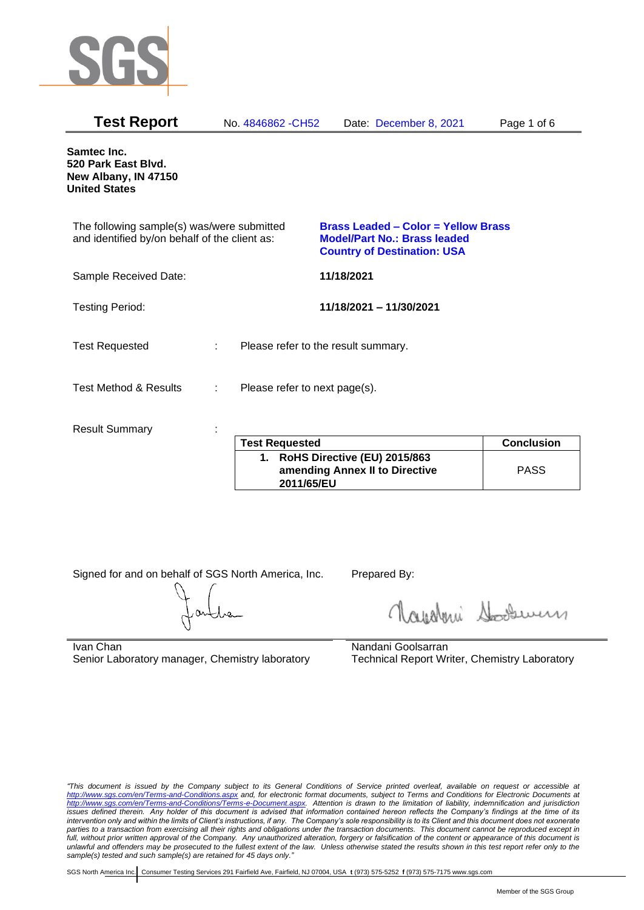# Test Report

No. 4846862 -CH52    Date: December 8, 2021

**Samtec Inc.**
**520 Park East Blvd.**
**New Albany, IN 47150**
**United States**

The following sample(s) was/were submitted and identified by/on behalf of the client as:

**Brass Leaded – Color = Yellow Brass**
**Model/Part No.: Brass leaded**
**Country of Destination: USA**

Sample Received Date: **11/18/2021**

Testing Period: **11/18/2021 – 11/30/2021**

Test Requested : Please refer to the result summary.

Test Method & Results : Please refer to next page(s).

Result Summary :

| Test Requested | Conclusion |
|---|---|
| **1. RoHS Directive (EU) 2015/863 amending Annex II to Directive 2011/65/EU** | PASS |

Signed for and on behalf of SGS North America, Inc.

Ivan Chan
Senior Laboratory manager, Chemistry laboratory

Prepared By:

Nandani Goolsarran
Technical Report Writer, Chemistry Laboratory

*"This document is issued by the Company subject to its General Conditions of Service printed overleaf, available on request or accessible at http://www.sgs.com/en/Terms-and-Conditions.aspx and, for electronic format documents, subject to Terms and Conditions for Electronic Documents at http://www.sgs.com/en/Terms-and-Conditions/Terms-e-Document.aspx. Attention is drawn to the limitation of liability, indemnification and jurisdiction issues defined therein. Any holder of this document is advised that information contained hereon reflects the Company's findings at the time of its intervention only and within the limits of Client's instructions, if any. The Company's sole responsibility is to its Client and this document does not exonerate parties to a transaction from exercising all their rights and obligations under the transaction documents. This document cannot be reproduced except in full, without prior written approval of the Company. Any unauthorized alteration, forgery or falsification of the content or appearance of this document is unlawful and offenders may be prosecuted to the fullest extent of the law. Unless otherwise stated the results shown in this test report refer only to the sample(s) tested and such sample(s) are retained for 45 days only."*

SGS North America Inc. | Consumer Testing Services 291 Fairfield Ave, Fairfield, NJ 07004, USA **t** (973) 575-5252 **f** (973) 575-7175 www.sgs.com

Member of the SGS Group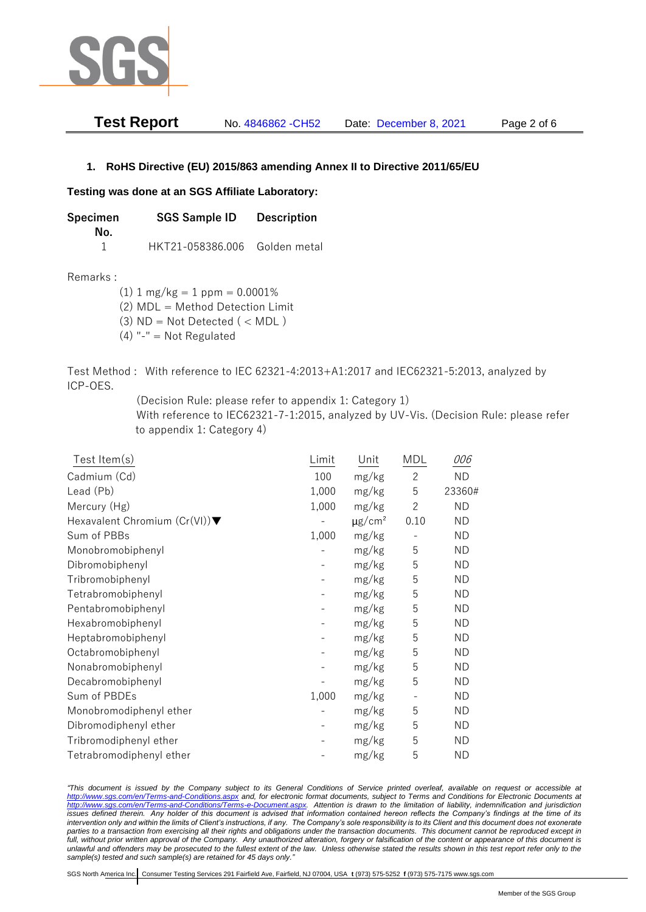## 1. RoHS Directive (EU) 2015/863 amending Annex II to Directive 2011/65/EU

**Testing was done at an SGS Affiliate Laboratory:**

| Specimen No. | SGS Sample ID | Description |
|---|---|---|
| 1 | HKT21-058386.006 | Golden metal |

Remarks :

(1) 1 mg/kg = 1 ppm = 0.0001%
(2) MDL = Method Detection Limit
(3) ND = Not Detected ( < MDL )
(4) "-" = Not Regulated

Test Method : With reference to IEC 62321-4:2013+A1:2017 and IEC62321-5:2013, analyzed by ICP-OES.
(Decision Rule: please refer to appendix 1: Category 1)
With reference to IEC62321-7-1:2015, analyzed by UV-Vis. (Decision Rule: please refer to appendix 1: Category 4)

| Test Item(s) | Limit | Unit | MDL | 006 |
|---|---|---|---|---|
| Cadmium (Cd) | 100 | mg/kg | 2 | ND |
| Lead (Pb) | 1,000 | mg/kg | 5 | 23360# |
| Mercury (Hg) | 1,000 | mg/kg | 2 | ND |
| Hexavalent Chromium (Cr(VI))▼ | - | μg/cm² | 0.10 | ND |
| Sum of PBBs | 1,000 | mg/kg | - | ND |
| Monobromobiphenyl | - | mg/kg | 5 | ND |
| Dibromobiphenyl | - | mg/kg | 5 | ND |
| Tribromobiphenyl | - | mg/kg | 5 | ND |
| Tetrabromobiphenyl | - | mg/kg | 5 | ND |
| Pentabromobiphenyl | - | mg/kg | 5 | ND |
| Hexabromobiphenyl | - | mg/kg | 5 | ND |
| Heptabromobiphenyl | - | mg/kg | 5 | ND |
| Octabromobiphenyl | - | mg/kg | 5 | ND |
| Nonabromobiphenyl | - | mg/kg | 5 | ND |
| Decabromobiphenyl | - | mg/kg | 5 | ND |
| Sum of PBDEs | 1,000 | mg/kg | - | ND |
| Monobromodiphenyl ether | - | mg/kg | 5 | ND |
| Dibromodiphenyl ether | - | mg/kg | 5 | ND |
| Tribromodiphenyl ether | - | mg/kg | 5 | ND |
| Tetrabromodiphenyl ether | - | mg/kg | 5 | ND |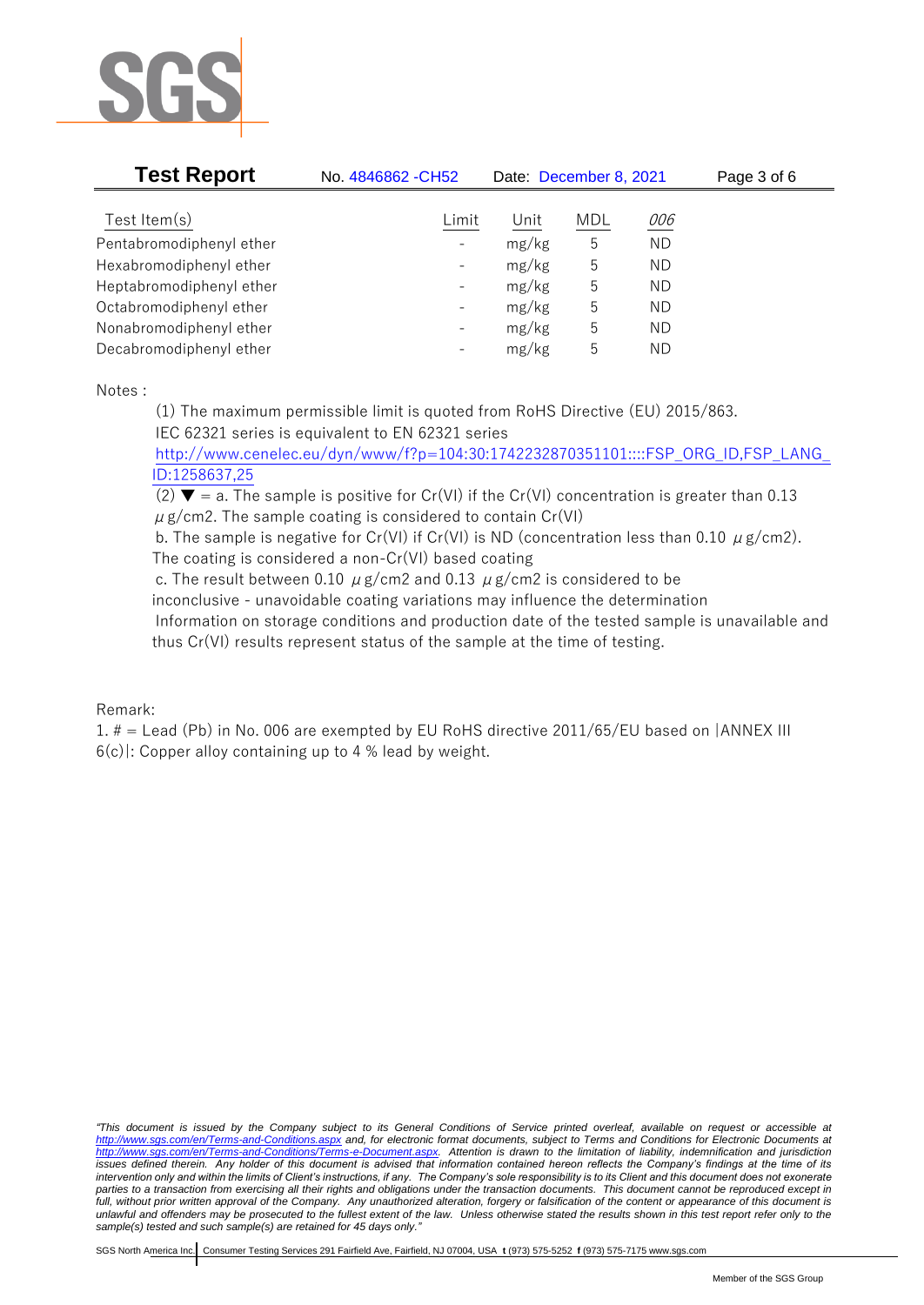| Test Item(s) | Limit | Unit | MDL | *006* |
|---|---|---|---|---|
| Pentabromodiphenyl ether | - | mg/kg | 5 | ND |
| Hexabromodiphenyl ether | - | mg/kg | 5 | ND |
| Heptabromodiphenyl ether | - | mg/kg | 5 | ND |
| Octabromodiphenyl ether | - | mg/kg | 5 | ND |
| Nonabromodiphenyl ether | - | mg/kg | 5 | ND |
| Decabromodiphenyl ether | - | mg/kg | 5 | ND |

Notes :

(1) The maximum permissible limit is quoted from RoHS Directive (EU) 2015/863.
IEC 62321 series is equivalent to EN 62321 series
http://www.cenelec.eu/dyn/www/f?p=104:30:1742232870351101::::FSP_ORG_ID,FSP_LANG_ID:1258637,25

(2) ▼ = a. The sample is positive for Cr(VI) if the Cr(VI) concentration is greater than 0.13 μg/cm2. The sample coating is considered to contain Cr(VI)

b. The sample is negative for Cr(VI) if Cr(VI) is ND (concentration less than 0.10 μg/cm2). The coating is considered a non-Cr(VI) based coating

c. The result between 0.10 μg/cm2 and 0.13 μg/cm2 is considered to be inconclusive - unavoidable coating variations may influence the determination

Information on storage conditions and production date of the tested sample is unavailable and thus Cr(VI) results represent status of the sample at the time of testing.

Remark:

1. # = Lead (Pb) in No. 006 are exempted by EU RoHS directive 2011/65/EU based on |ANNEX III 6(c)|: Copper alloy containing up to 4 % lead by weight.

*"This document is issued by the Company subject to its General Conditions of Service printed overleaf, available on request or accessible at http://www.sgs.com/en/Terms-and-Conditions.aspx and, for electronic format documents, subject to Terms and Conditions for Electronic Documents at http://www.sgs.com/en/Terms-and-Conditions/Terms-e-Document.aspx. Attention is drawn to the limitation of liability, indemnification and jurisdiction issues defined therein. Any holder of this document is advised that information contained hereon reflects the Company's findings at the time of its intervention only and within the limits of Client's instructions, if any. The Company's sole responsibility is to its Client and this document does not exonerate parties to a transaction from exercising all their rights and obligations under the transaction documents. This document cannot be reproduced except in full, without prior approval of the Company. Any unauthorized alteration, forgery or falsification of the content or appearance of this document is unlawful and offenders may be prosecuted to the fullest extent of the law. Unless otherwise stated the results shown in this test report refer only to the sample(s) tested and such sample(s) are retained for 45 days only."*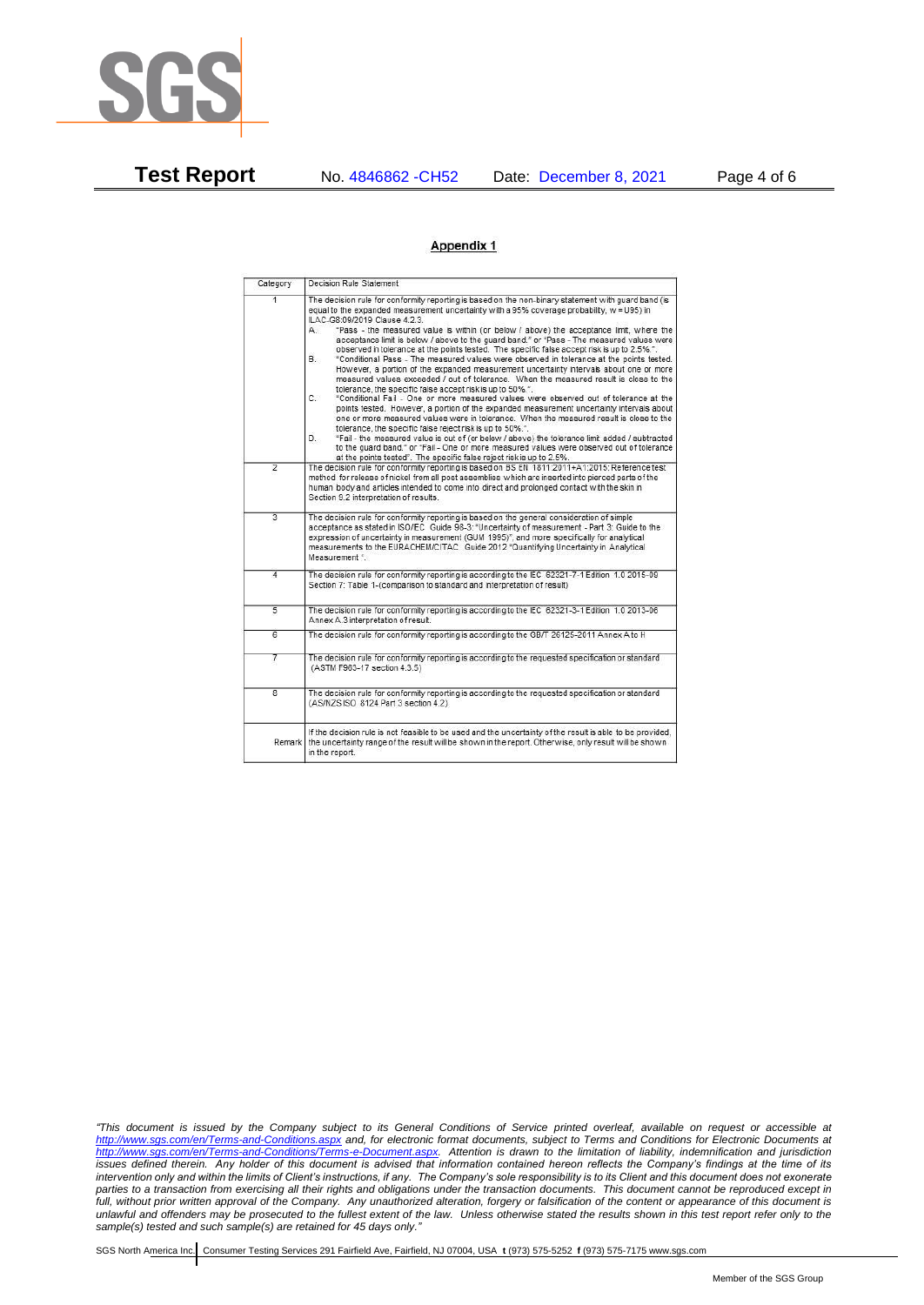## Appendix 1

| Category | Decision Rule Statement |
|---|---|
| 1 | The decision rule for conformity reporting is based on the non-binary statement with guard band (is equal to the expanded measurement uncertainty with a 95% coverage probability, w = U95) in ILAC-G8:09/2019 Clause 4.2.3.<br>A. "Pass - the measured value is within (or below / above) the acceptance limit, where the acceptance limit is below / above to the guard band." or "Pass - The measured values were observed in tolerance at the points tested. The specific false accept risk is up to 2.5%.".<br>B. "Conditional Pass - The measured values were observed in tolerance at the points tested. However, a portion of the expanded measurement uncertainty intervals about one or more measured values exceeded / out of tolerance. When the measured result is close to the tolerance, the specific false accept risk is up to 50%.".<br>C. "Conditional Fail - One or more measured values were observed out of tolerance at the points tested. However, a portion of the expanded measurement uncertainty intervals about one or more measured values were in tolerance. When the measured result is close to the tolerance, the specific false reject risk is up to 50%.".<br>D. "Fail - the measured value is out of (or below / above) the tolerance limit added / subtracted to the guard band." or "Fail - One or more measured values were observed out of tolerance at the points tested". The specific false reject risk is up to 2.5%. |
| 2 | The decision rule for conformity reporting is based on BS EN 1811:2011+A1:2015: Reference test method for release of nickel from all post assemblies which are inserted into pierced parts of the human body and articles intended to come into direct and prolonged contact with the skin in Section 9.2 interpretation of results. |
| 3 | The decision rule for conformity reporting is based on the general consideration of simple acceptance as stated in ISO/IEC Guide 98-3: "Uncertainty of measurement - Part 3: Guide to the expression of uncertainty in measurement (GUM 1995)", and more specifically for analytical measurements to the EURACHEM/CITAC Guide 2012 "Quantifying Uncertainty in Analytical Measurement ". |
| 4 | The decision rule for conformity reporting is according to the IEC 62321-7-1 Edition 1.0 2015-09 Section 7: Table 1-(comparison to standard and interpretation of result) |
| 5 | The decision rule for conformity reporting is according to the IEC 62321-3-1 Edition 1.0 2013-06 Annex A.3 interpretation of result. |
| 6 | The decision rule for conformity reporting is according to the GB/T 26125-2011 Annex A to H |
| 7 | The decision rule for conformity reporting is according to the requested specification or standard (ASTM F963-17 section 4.3.5) |
| 8 | The decision rule for conformity reporting is according to the requested specification or standard (AS/NZS ISO 8124 Part 3 section 4.2) |
| Remark | If the decision rule is not feasible to be used and the uncertainty of the result is able to be provided, the uncertainty range of the result will be shown in the report. Otherwise, only result will be shown in the report. |

*"This document is issued by the Company subject to its General Conditions of Service printed overleaf, available on request or accessible at http://www.sgs.com/en/Terms-and-Conditions.aspx and, for electronic format documents, subject to Terms and Conditions for Electronic Documents at http://www.sgs.com/en/Terms-and-Conditions/Terms-e-Document.aspx. Attention is drawn to the limitation of liability, indemnification and jurisdiction issues defined therein. Any holder of this document is advised that information contained hereon reflects the Company's findings at the time of its intervention only and within the limits of Client's instructions, if any. The Company's sole responsibility is to its Client and this document does not exonerate parties to a transaction from exercising all their rights and obligations under the transaction documents. This document cannot be reproduced except in full, without prior written approval of the Company. Any unauthorized alteration, forgery or falsification of the content or appearance of this document is unlawful and offenders may be prosecuted to the fullest extent of the law. Unless otherwise stated the results shown in this test report refer only to the sample(s) tested and such sample(s) are retained for 45 days only."*

SGS North America Inc. | Consumer Testing Services 291 Fairfield Ave, Fairfield, NJ 07004, USA **t** (973) 575-5252 **f** (973) 575-7175 www.sgs.com

Member of the SGS Group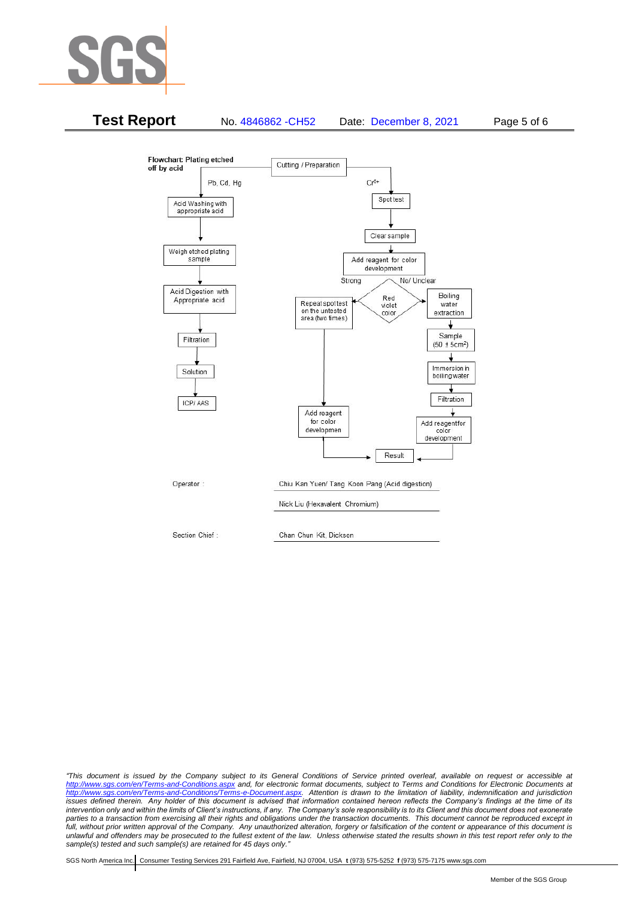**Flowchart: Plating etched off by acid**

Cutting / Preparation

Pb, Cd, Hg:

- Acid Washing with appropriate acid
- Weigh etched plating sample
- Acid Digestion with Appropriate acid
- Filtration
- Solution
- ICP/ AAS

$Cr^{6+}$:

- Spot test
- Clear sample
- Add reagent for color development
- Red violet color
  - Strong → Repeat spot test on the untested area (two times) → Add reagent for color developmen → Result
  - No/ Unclear → Boiling water extraction → Sample (50 ± 5cm²) → Immersion in boiling water → Filtration → Add reagentfor color development → Result

| | |
|---|---|
| Operator : | Chiu Kan Yuen/ Tang Koon Pang (Acid digestion) |
| | Nick Liu (Hexavalent Chromium) |
| Section Chief : | Chan Chun Kit, Dickson |

*"This document is issued by the Company subject to its General Conditions of Service printed overleaf, available on request or accessible at http://www.sgs.com/en/Terms-and-Conditions.aspx and, for electronic format documents, subject to Terms and Conditions for Electronic Documents at http://www.sgs.com/en/Terms-and-Conditions/Terms-e-Document.aspx. Attention is drawn to the limitation of liability, indemnification and jurisdiction issues defined therein. Any holder of this document is advised that information contained hereon reflects the Company's findings at the time of its intervention only and within the limits of Client's instructions, if any. The Company's sole responsibility is to its Client and this document does not exonerate parties to a transaction from exercising all their rights and obligations under the transaction documents. This document cannot be reproduced except in full, without prior written approval of the Company. Any unauthorized alteration, forgery or falsification of the content or appearance of this document is unlawful and offenders may be prosecuted to the fullest extent of the law. Unless otherwise stated the results shown in this test report refer only to the sample(s) tested and such sample(s) are retained for 45 days only."*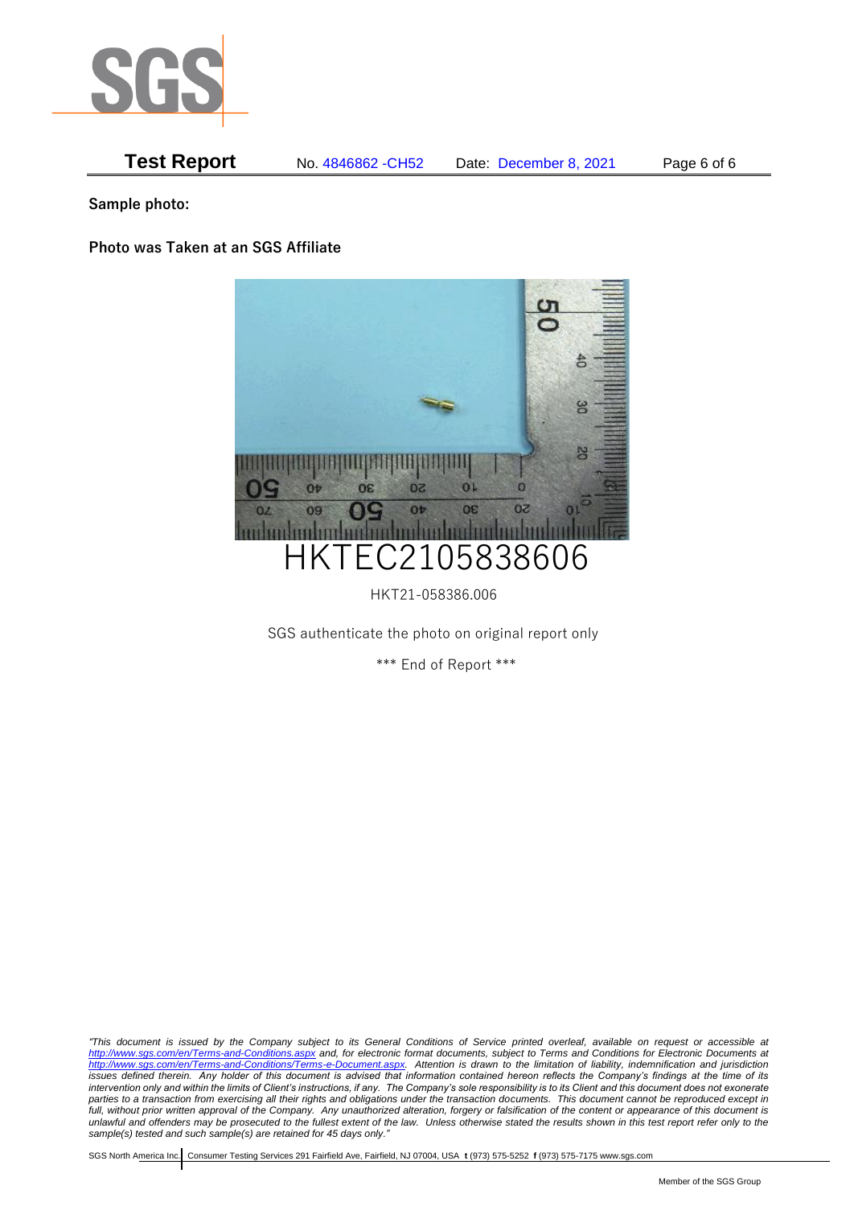**Test Report** No. 4846862 -CH52 Date: December 8, 2021

**Sample photo:**

**Photo was Taken at an SGS Affiliate**

HKTEC2105838606

HKT21-058386.006

SGS authenticate the photo on original report only

\*\*\* End of Report \*\*\*

*"This document is issued by the Company subject to its General Conditions of Service printed overleaf, available on request or accessible at http://www.sgs.com/en/Terms-and-Conditions.aspx and, for electronic format documents, subject to Terms and Conditions for Electronic Documents at http://www.sgs.com/en/Terms-and-Conditions/Terms-e-Document.aspx. Attention is drawn to the limitation of liability, indemnification and jurisdiction issues defined therein. Any holder of this document is advised that information contained hereon reflects the Company's findings at the time of its intervention only and within the limits of Client's instructions, if any. The Company's sole responsibility is to its Client and this document does not exonerate parties to a transaction from exercising all their rights and obligations under the transaction documents. This document cannot be reproduced except in full, without prior written approval of the Company. Any unauthorized alteration, forgery or falsification of the content or appearance of this document is unlawful and offenders may be prosecuted to the fullest extent of the law. Unless otherwise stated the results shown in this test report refer only to the sample(s) tested and such sample(s) are retained for 45 days only."*

SGS North America Inc. | Consumer Testing Services 291 Fairfield Ave, Fairfield, NJ 07004, USA **t** (973) 575-5252 **f** (973) 575-7175 www.sgs.com

Member of the SGS Group